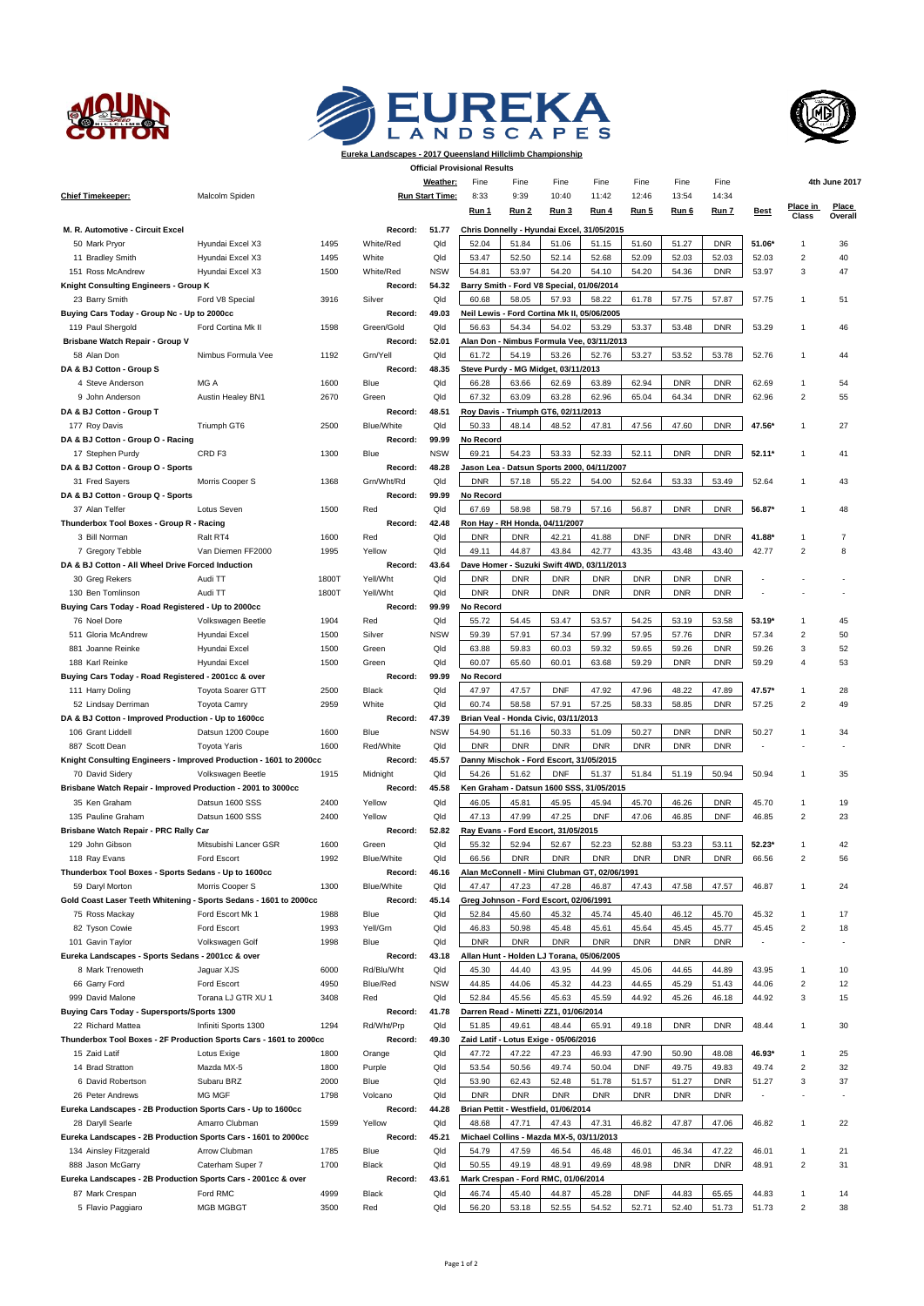**Eureka Landscapes - 2017 Queensland Hillclimb Championship**

**Official Provisional Results**

| | | | | Weather: | Fine | Fine | Fine | Fine | Fine | Fine | Fine | | | 4th June 2017 |
|---|---|---|---|---|---|---|---|---|---|---|---|---|---|---|
| **Chief Timekeeper:** | Malcolm Spiden | | | Run Start Time: | 8:33 | 9:39 | 10:40 | 11:42 | 12:46 | 13:54 | 14:34 | | | |
| | | | | | Run 1 | Run 2 | Run 3 | Run 4 | Run 5 | Run 6 | Run 7 | Best | Place in Class | Place Overall |
| **M. R. Automotive - Circuit Excel** | | | Record: | 51.77 | Chris Donnelly - Hyundai Excel X3, 31/05/2015 | | | | | | | | | |
| 50 Mark Pryor | Hyundai Excel X3 | 1495 | White/Red | Qld | 52.04 | 51.84 | 51.06 | 51.15 | 51.60 | 51.27 | DNR | 51.06* | 1 | 36 |
| 11 Bradley Smith | Hyundai Excel X3 | 1495 | White | Qld | 53.47 | 52.50 | 52.14 | 52.68 | 52.09 | 52.03 | 52.03 | 52.03 | 2 | 40 |
| 151 Ross McAndrew | Hyundai Excel X3 | 1500 | White/Red | NSW | 54.81 | 53.97 | 54.20 | 54.10 | 54.20 | 54.36 | DNR | 53.97 | 3 | 47 |
| **Knight Consulting Engineers - Group K** | | | Record: | 54.32 | Barry Smith - Ford V8 Special, 01/06/2014 | | | | | | | | | |
| 23 Barry Smith | Ford V8 Special | 3916 | Silver | Qld | 60.68 | 58.05 | 57.93 | 58.22 | 61.78 | 57.75 | 57.87 | 57.75 | 1 | 51 |
| **Buying Cars Today - Group Nc - Up to 2000cc** | | | Record: | 49.03 | Neil Lewis - Ford Cortina Mk II, 05/06/2005 | | | | | | | | | |
| 119 Paul Shergold | Ford Cortina Mk II | 1598 | Green/Gold | Qld | 56.63 | 54.34 | 54.02 | 53.29 | 53.37 | 53.48 | DNR | 53.29 | 1 | 46 |
| **Brisbane Watch Repair - Group V** | | | Record: | 52.01 | Alan Don - Nimbus Formula Vee, 03/11/2013 | | | | | | | | | |
| 58 Alan Don | Nimbus Formula Vee | 1192 | Grn/Yell | Qld | 61.72 | 54.19 | 53.26 | 52.76 | 53.27 | 53.52 | 53.78 | 52.76 | 1 | 44 |
| **DA & BJ Cotton - Group S** | | | Record: | 48.35 | Steve Purdy - MG Midget, 03/11/2013 | | | | | | | | | |
| 4 Steve Anderson | MG A | 1600 | Blue | Qld | 66.28 | 63.66 | 62.69 | 63.89 | 62.94 | DNR | DNR | 62.69 | 1 | 54 |
| 9 John Anderson | Austin Healey BN1 | 2670 | Green | Qld | 67.32 | 63.09 | 63.28 | 62.96 | 65.04 | 64.34 | DNR | 62.96 | 2 | 55 |
| **DA & BJ Cotton - Group T** | | | Record: | 48.51 | Roy Davis - Triumph GT6, 02/11/2013 | | | | | | | | | |
| 177 Roy Davis | Triumph GT6 | 2500 | Blue/White | Qld | 50.33 | 48.14 | 48.52 | 47.81 | 47.56 | 47.60 | DNR | 47.56* | 1 | 27 |
| **DA & BJ Cotton - Group O - Racing** | | | Record: | 99.99 | No Record | | | | | | | | | |
| 17 Stephen Purdy | CRD F3 | 1300 | Blue | NSW | 69.21 | 54.23 | 53.33 | 52.33 | 52.11 | DNR | DNR | 52.11* | 1 | 41 |
| **DA & BJ Cotton - Group O - Sports** | | | Record: | 48.28 | Jason Lea - Datsun Sports 2000, 04/11/2007 | | | | | | | | | |
| 31 Fred Sayers | Morris Cooper S | 1368 | Grn/Wht/Rd | Qld | DNR | 57.18 | 55.22 | 54.00 | 52.64 | 53.33 | 53.49 | 52.64 | 1 | 43 |
| **DA & BJ Cotton - Group Q - Sports** | | | Record: | 99.99 | No Record | | | | | | | | | |
| 37 Alan Telfer | Lotus Seven | 1500 | Red | Qld | 67.69 | 58.98 | 58.79 | 57.16 | 56.87 | DNR | DNR | 56.87* | 1 | 48 |
| **Thunderbox Tool Boxes - Group R - Racing** | | | Record: | 42.48 | Ron Hay - RH Honda, 04/11/2007 | | | | | | | | | |
| 3 Bill Norman | Ralt RT4 | 1600 | Red | Qld | DNR | DNR | 42.21 | 41.88 | DNF | DNR | DNR | 41.88* | 1 | 7 |
| 7 Gregory Tebble | Van Diemen FF2000 | 1995 | Yellow | Qld | 49.11 | 44.87 | 43.84 | 42.77 | 43.35 | 43.48 | 43.40 | 42.77 | 2 | 8 |
| **DA & BJ Cotton - All Wheel Drive Forced Induction** | | | Record: | 43.64 | Dave Homer - Suzuki Swift 4WD, 03/11/2013 | | | | | | | | | |
| 30 Greg Rekers | Audi TT | 1800T | Yell/Wht | Qld | DNR | DNR | DNR | DNR | DNR | DNR | DNR | - | - | - |
| 130 Ben Tomlinson | Audi TT | 1800T | Yell/Wht | Qld | DNR | DNR | DNR | DNR | DNR | DNR | DNR | - | - | - |
| **Buying Cars Today - Road Registered - Up to 2000cc** | | | Record: | 99.99 | No Record | | | | | | | | | |
| 76 Noel Dore | Volkswagen Beetle | 1904 | Red | Qld | 55.72 | 54.45 | 53.47 | 53.57 | 54.25 | 53.19 | 53.58 | 53.19* | 1 | 45 |
| 511 Gloria McAndrew | Hyundai Excel | 1500 | Silver | NSW | 59.39 | 57.91 | 57.34 | 57.99 | 57.95 | 57.76 | DNR | 57.34 | 2 | 50 |
| 881 Joanne Reinke | Hyundai Excel | 1500 | Green | Qld | 63.88 | 59.83 | 60.03 | 59.32 | 59.65 | 59.26 | DNR | 59.26 | 3 | 52 |
| 188 Karl Reinke | Hyundai Excel | 1500 | Green | Qld | 60.07 | 65.60 | 60.01 | 63.68 | 59.29 | DNR | DNR | 59.29 | 4 | 53 |
| **Buying Cars Today - Road Registered - 2001cc & over** | | | Record: | 99.99 | No Record | | | | | | | | | |
| 111 Harry Doling | Toyota Soarer GTT | 2500 | Black | Qld | 47.97 | 47.57 | DNF | 47.92 | 47.96 | 48.22 | 47.89 | 47.57* | 1 | 28 |
| 52 Lindsay Derriman | Toyota Camry | 2959 | White | Qld | 60.74 | 58.58 | 57.91 | 57.25 | 58.33 | 58.85 | DNR | 57.25 | 2 | 49 |
| **DA & BJ Cotton - Improved Production - Up to 1600cc** | | | Record: | 47.39 | Brian Veal - Honda Civic, 03/11/2013 | | | | | | | | | |
| 106 Grant Liddell | Datsun 1200 Coupe | 1600 | Blue | NSW | 54.90 | 51.16 | 50.33 | 51.09 | 50.27 | DNR | DNR | 50.27 | 1 | 34 |
| 887 Scott Dean | Toyota Yaris | 1600 | Red/White | Qld | DNR | DNR | DNR | DNR | DNR | DNR | DNR | - | - | - |
| **Knight Consulting Engineers - Improved Production - 1601 to 2000cc** | | | Record: | 45.57 | Danny Mischok - Ford Escort, 31/05/2015 | | | | | | | | | |
| 70 David Sidery | Volkswagen Beetle | 1915 | Midnight | Qld | 54.26 | 51.62 | DNF | 51.37 | 51.84 | 51.19 | 50.94 | 50.94 | 1 | 35 |
| **Brisbane Watch Repair - Improved Production - 2001 to 3000cc** | | | Record: | 45.58 | Ken Graham - Datsun 1600 SSS, 31/05/2015 | | | | | | | | | |
| 35 Ken Graham | Datsun 1600 SSS | 2400 | Yellow | Qld | 46.05 | 45.81 | 45.95 | 45.94 | 45.70 | 46.26 | DNR | 45.70 | 1 | 19 |
| 135 Pauline Graham | Datsun 1600 SSS | 2400 | Yellow | Qld | 47.13 | 47.99 | 47.25 | DNF | 47.06 | 46.85 | DNF | 46.85 | 2 | 23 |
| **Brisbane Watch Repair - PRC Rally Car** | | | Record: | 52.82 | Ray Evans - Ford Escort, 31/05/2015 | | | | | | | | | |
| 129 John Gibson | Mitsubishi Lancer GSR | 1600 | Green | Qld | 55.32 | 52.94 | 52.67 | 52.23 | 52.88 | 53.23 | 53.11 | 52.23* | 1 | 42 |
| 118 Ray Evans | Ford Escort | 1992 | Blue/White | Qld | 66.56 | DNR | DNR | DNR | DNR | DNR | DNR | 66.56 | 2 | 56 |
| **Thunderbox Tool Boxes - Sports Sedans - Up to 1600cc** | | | Record: | 46.16 | Alan McConnell - Mini Clubman GT, 02/06/1991 | | | | | | | | | |
| 59 Daryl Morton | Morris Cooper S | 1300 | Blue/White | Qld | 47.47 | 47.23 | 47.28 | 46.87 | 47.43 | 47.58 | 47.57 | 46.87 | 1 | 24 |
| **Gold Coast Laser Teeth Whitening - Sports Sedans - 1601 to 2000cc** | | | Record: | 45.14 | Greg Johnson - Ford Escort, 02/06/1991 | | | | | | | | | |
| 75 Ross Mackay | Ford Escort Mk 1 | 1988 | Blue | Qld | 52.84 | 45.60 | 45.32 | 45.74 | 45.40 | 46.12 | 45.70 | 45.32 | 1 | 17 |
| 82 Tyson Cowie | Ford Escort | 1993 | Yell/Grn | Qld | 46.83 | 50.98 | 45.48 | 45.61 | 45.64 | 45.45 | 45.77 | 45.45 | 2 | 18 |
| 101 Gavin Taylor | Volkswagen Golf | 1998 | Blue | Qld | DNR | DNR | DNR | DNR | DNR | DNR | DNR | - | - | - |
| **Eureka Landscapes - Sports Sedans - 2001cc & over** | | | Record: | 43.18 | Allan Hunt - Holden LJ Torana, 05/06/2005 | | | | | | | | | |
| 8 Mark Trenoweth | Jaguar XJS | 6000 | Rd/Blu/Wht | Qld | 45.30 | 44.40 | 43.95 | 44.99 | 45.06 | 44.65 | 44.89 | 43.95 | 1 | 10 |
| 66 Garry Ford | Ford Escort | 4950 | Blue/Red | NSW | 44.85 | 44.06 | 45.32 | 44.23 | 44.65 | 45.29 | 51.43 | 44.06 | 2 | 12 |
| 999 David Malone | Torana LJ GTR XU 1 | 3408 | Red | Qld | 52.84 | 45.56 | 45.63 | 45.59 | 44.92 | 45.26 | 46.18 | 44.92 | 3 | 15 |
| **Buying Cars Today - Supersports/Sports 1300** | | | Record: | 41.78 | Darren Read - Minetti ZZ1, 01/06/2014 | | | | | | | | | |
| 22 Richard Mattea | Infiniti Sports 1300 | 1294 | Rd/Wht/Prp | Qld | 51.85 | 49.61 | 48.44 | 65.91 | 49.18 | DNR | DNR | 48.44 | 1 | 30 |
| **Thunderbox Tool Boxes - 2F Production Sports Cars - 1601 to 2000cc** | | | Record: | 49.30 | Zaid Latif - Lotus Exige - 05/06/2016 | | | | | | | | | |
| 15 Zaid Latif | Lotus Exige | 1800 | Orange | Qld | 47.72 | 47.22 | 47.23 | 46.93 | 47.90 | 50.90 | 48.08 | 46.93* | 1 | 25 |
| 14 Brad Stratton | Mazda MX-5 | 1800 | Purple | Qld | 53.54 | 50.56 | 49.74 | 50.04 | DNF | 49.75 | 49.83 | 49.74 | 2 | 32 |
| 6 David Robertson | Subaru BRZ | 2000 | Blue | Qld | 59.30 | 62.43 | 52.48 | 51.78 | 51.57 | 51.27 | DNR | 51.27 | 3 | 37 |
| 26 Peter Andrews | MG MGF | 1798 | Volcano | Qld | DNR | DNR | DNR | DNR | DNR | DNR | DNR | - | - | - |
| **Eureka Landscapes - 2B Production Sports Cars - Up to 1600cc** | | | Record: | 44.28 | Brian Pettit - Westfield, 01/06/2014 | | | | | | | | | |
| 28 Daryll Searle | Amarro Clubman | 1599 | Yellow | Qld | 48.68 | 47.71 | 47.43 | 47.31 | 46.82 | 47.87 | 47.06 | 46.82 | 1 | 22 |
| **Eureka Landscapes - 2B Production Sports Cars - 1601 to 2000cc** | | | Record: | 45.21 | Michael Collins - Mazda MX-5, 03/11/2013 | | | | | | | | | |
| 134 Ainsley Fitzgerald | Arrow Clubman | 1785 | Blue | Qld | 54.79 | 47.59 | 46.54 | 46.48 | 46.01 | 46.34 | 47.22 | 46.01 | 1 | 21 |
| 888 Jason McGarry | Caterham Super 7 | 1700 | Black | Qld | 50.55 | 49.19 | 48.91 | 49.69 | 48.98 | DNR | DNR | 48.91 | 2 | 31 |
| **Eureka Landscapes - 2B Production Sports Cars - 2001cc & over** | | | Record: | 43.61 | Mark Crespan - Ford RMC, 01/06/2014 | | | | | | | | | |
| 87 Mark Crespan | Ford RMC | 4999 | Black | Qld | 46.74 | 45.40 | 44.87 | 45.28 | DNF | 44.83 | 65.65 | 44.83 | 1 | 14 |
| 5 Flavio Paggiaro | MGB MGBGT | 3500 | Red | Qld | 56.20 | 53.18 | 52.55 | 54.52 | 52.71 | 52.40 | 51.73 | 51.73 | 2 | 38 |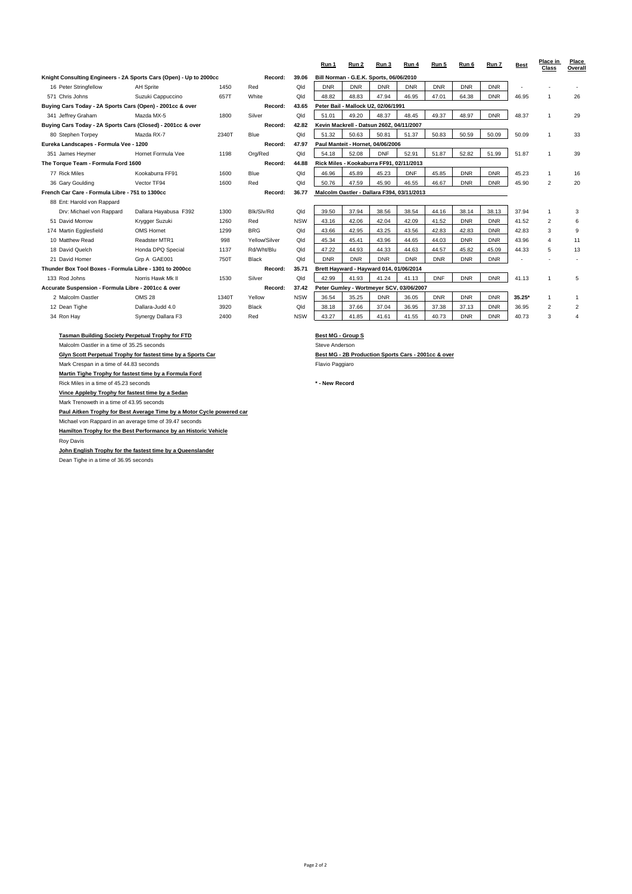| | | | | | | Run 1 | Run 2 | Run 3 | Run 4 | Run 5 | Run 6 | Run 7 | Best | Place in Class | Place Overall |
|---|---|---|---|---|---|---|---|---|---|---|---|---|---|---|---|
| **Knight Consulting Engineers - 2A Sports Cars (Open) - Up to 2000cc** | | | | **Record:** | **39.06** | **Bill Norman - G.E.K. Sports, 06/06/2010** | | | | | | | | | |
| 16 Peter Stringfellow | AH Sprite | 1450 | Red | | Qld | DNR | DNR | DNR | DNR | DNR | DNR | DNR | - | - | - |
| 571 Chris Johns | Suzuki Cappuccino | 657T | White | | Qld | 48.82 | 48.83 | 47.94 | 46.95 | 47.01 | 64.38 | DNR | 46.95 | 1 | 26 |
| **Buying Cars Today - 2A Sports Cars (Open) - 2001cc & over** | | | | **Record:** | **43.65** | **Peter Bail - Mallock U2, 02/06/1991** | | | | | | | | | |
| 341 Jeffrey Graham | Mazda MX-5 | 1800 | Silver | | Qld | 51.01 | 49.20 | 48.37 | 48.45 | 49.37 | 48.97 | DNR | 48.37 | 1 | 29 |
| **Buying Cars Today - 2A Sports Cars (Closed) - 2001cc & over** | | | | **Record:** | **42.82** | **Kevin Mackrell - Datsun 260Z, 04/11/2007** | | | | | | | | | |
| 80 Stephen Torpey | Mazda RX-7 | 2340T | Blue | | Qld | 51.32 | 50.63 | 50.81 | 51.37 | 50.83 | 50.59 | 50.09 | 50.09 | 1 | 33 |
| **Eureka Landscapes - Formula Vee - 1200** | | | | **Record:** | **47.97** | **Paul Manteit - Hornet, 04/06/2006** | | | | | | | | | |
| 351 James Heymer | Hornet Formula Vee | 1198 | Org/Red | | Qld | 54.18 | 52.08 | DNF | 52.91 | 51.87 | 52.82 | 51.99 | 51.87 | 1 | 39 |
| **The Torque Team - Formula Ford 1600** | | | | **Record:** | **44.88** | **Rick Miles - Kookaburra FF91, 02/11/2013** | | | | | | | | | |
| 77 Rick Miles | Kookaburra FF91 | 1600 | Blue | | Qld | 46.96 | 45.89 | 45.23 | DNF | 45.85 | DNR | DNR | 45.23 | 1 | 16 |
| 36 Gary Goulding | Vector TF94 | 1600 | Red | | Qld | 50.76 | 47.59 | 45.90 | 46.55 | 46.67 | DNR | DNR | 45.90 | 2 | 20 |
| **French Car Care - Formula Libre - 751 to 1300cc** | | | | **Record:** | **36.77** | **Malcolm Oastler - Dallara F394, 03/11/2013** | | | | | | | | | |
| 88 Ent: Harold von Rappard | | | | | | | | | | | | | | | |
| Drv: Michael von Rappard | Dallara Hayabusa F392 | 1300 | Blk/Slv/Rd | | Qld | 39.50 | 37.94 | 38.56 | 38.54 | 44.16 | 38.14 | 38.13 | 37.94 | 1 | 3 |
| 51 David Morrow | Krygger Suzuki | 1260 | Red | | NSW | 43.16 | 42.06 | 42.04 | 42.09 | 41.52 | DNR | DNR | 41.52 | 2 | 6 |
| 174 Martin Egglesfield | OMS Hornet | 1299 | BRG | | Qld | 43.66 | 42.95 | 43.25 | 43.56 | 42.83 | 42.83 | DNR | 42.83 | 3 | 9 |
| 10 Matthew Read | Readster MTR1 | 998 | Yellow/Silver | | Qld | 45.34 | 45.41 | 43.96 | 44.65 | 44.03 | DNR | DNR | 43.96 | 4 | 11 |
| 18 David Quelch | Honda DPQ Special | 1137 | Rd/Wht/Blu | | Qld | 47.22 | 44.93 | 44.33 | 44.63 | 44.57 | 45.82 | 45.09 | 44.33 | 5 | 13 |
| 21 David Homer | Grp A GAE001 | 750T | Black | | Qld | DNR | DNR | DNR | DNR | DNR | DNR | DNR | - | - | - |
| **Thunder Box Tool Boxes - Formula Libre - 1301 to 2000cc** | | | | **Record:** | **35.71** | **Brett Hayward - Hayward 014, 01/06/2014** | | | | | | | | | |
| 133 Rod Johns | Norris Hawk Mk II | 1530 | Silver | | Qld | 42.99 | 41.93 | 41.24 | 41.13 | DNF | DNR | DNR | 41.13 | 1 | 5 |
| **Accurate Suspension - Formula Libre - 2001cc & over** | | | | **Record:** | **37.42** | **Peter Gumley - Wortmeyer SCV, 03/06/2007** | | | | | | | | | |
| 2 Malcolm Oastler | OMS 28 | 1340T | Yellow | | NSW | 36.54 | 35.25 | DNR | 36.05 | DNR | DNR | DNR | **35.25*** | 1 | 1 |
| 12 Dean Tighe | Dallara-Judd 4.0 | 3920 | Black | | Qld | 38.18 | 37.66 | 37.04 | 36.95 | 37.38 | 37.13 | DNR | 36.95 | 2 | 2 |
| 34 Ron Hay | Synergy Dallara F3 | 2400 | Red | | NSW | 43.27 | 41.85 | 41.61 | 41.55 | 40.73 | DNR | DNR | 40.73 | 3 | 4 |

**Tasman Building Society Perpetual Trophy for FTD**

Malcolm Oastler in a time of 35.25 seconds

**Glyn Scott Perpetual Trophy for fastest time by a Sports Car**

Mark Crespan in a time of 44.83 seconds

**Martin Tighe Trophy for fastest time by a Formula Ford**

Rick Miles in a time of 45.23 seconds

**Vince Appleby Trophy for fastest time by a Sedan**

Mark Trenoweth in a time of 43.95 seconds

**Paul Aitken Trophy for Best Average Time by a Motor Cycle powered car**

Michael von Rappard in an average time of 39.47 seconds

**Hamilton Trophy for the Best Performance by an Historic Vehicle**

Roy Davis

**John English Trophy for the fastest time by a Queenslander**

Dean Tighe in a time of 36.95 seconds

**Best MG - Group S**

Steve Anderson

**Best MG - 2B Production Sports Cars - 2001cc & over**

Flavio Paggiaro

**\* - New Record**